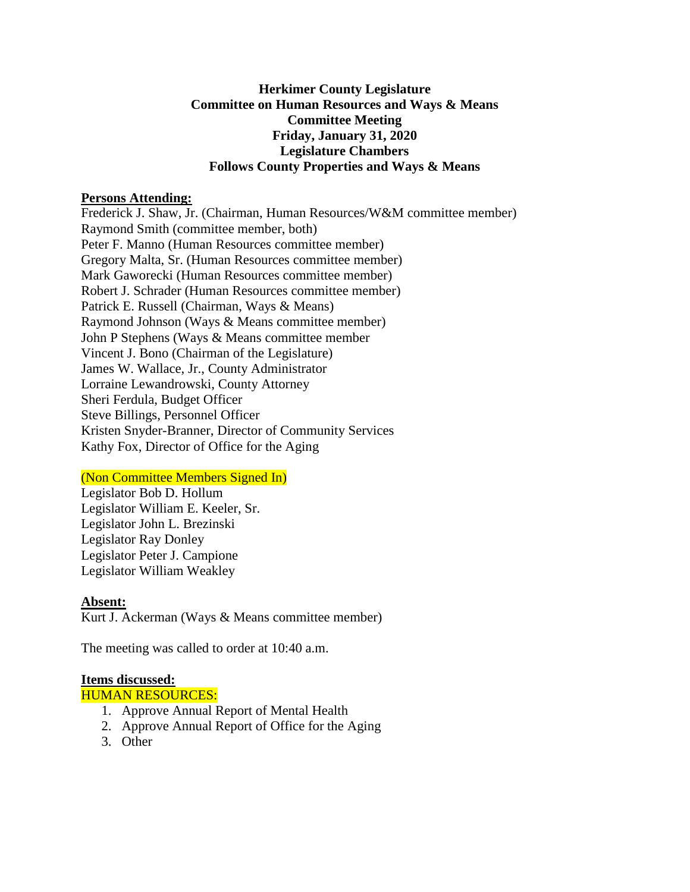**Herkimer County Legislature**
**Committee on Human Resources and Ways & Means**
**Committee Meeting**
**Friday, January 31, 2020**
**Legislature Chambers**
**Follows County Properties and Ways & Means**

**Persons Attending:**

Frederick J. Shaw, Jr. (Chairman, Human Resources/W&M committee member)
Raymond Smith (committee member, both)
Peter F. Manno (Human Resources committee member)
Gregory Malta, Sr. (Human Resources committee member)
Mark Gaworecki (Human Resources committee member)
Robert J. Schrader (Human Resources committee member)
Patrick E. Russell (Chairman, Ways & Means)
Raymond Johnson (Ways & Means committee member)
John P Stephens (Ways & Means committee member
Vincent J. Bono (Chairman of the Legislature)
James W. Wallace, Jr., County Administrator
Lorraine Lewandrowski, County Attorney
Sheri Ferdula, Budget Officer
Steve Billings, Personnel Officer
Kristen Snyder-Branner, Director of Community Services
Kathy Fox, Director of Office for the Aging

(Non Committee Members Signed In)

Legislator Bob D. Hollum
Legislator William E. Keeler, Sr.
Legislator John L. Brezinski
Legislator Ray Donley
Legislator Peter J. Campione
Legislator William Weakley

**Absent:**

Kurt J. Ackerman (Ways & Means committee member)

The meeting was called to order at 10:40 a.m.

**Items discussed:**

HUMAN RESOURCES:

1. Approve Annual Report of Mental Health
2. Approve Annual Report of Office for the Aging
3. Other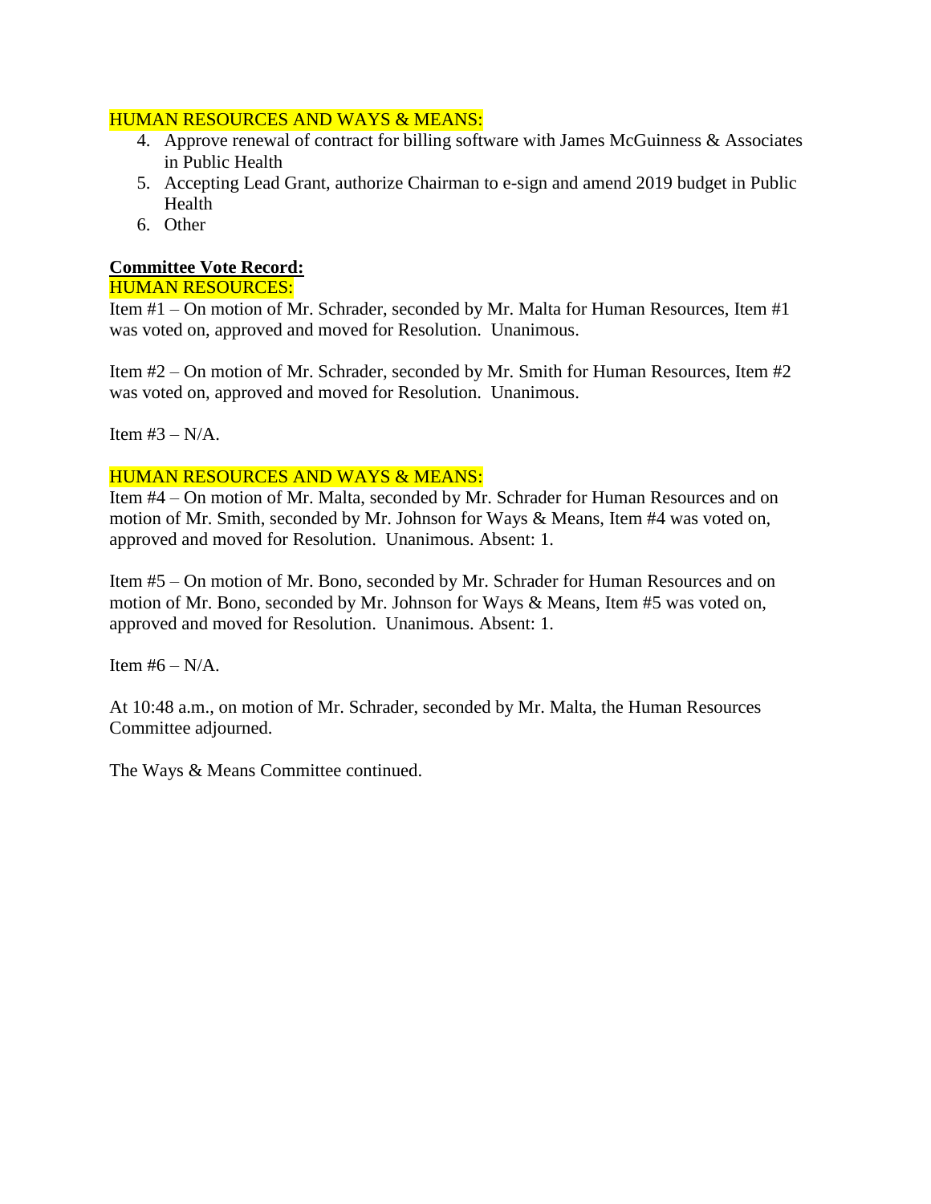HUMAN RESOURCES AND WAYS & MEANS:

4. Approve renewal of contract for billing software with James McGuinness & Associates in Public Health
5. Accepting Lead Grant, authorize Chairman to e-sign and amend 2019 budget in Public Health
6. Other

**Committee Vote Record:**

HUMAN RESOURCES:

Item #1 – On motion of Mr. Schrader, seconded by Mr. Malta for Human Resources, Item #1 was voted on, approved and moved for Resolution. Unanimous.

Item #2 – On motion of Mr. Schrader, seconded by Mr. Smith for Human Resources, Item #2 was voted on, approved and moved for Resolution. Unanimous.

Item #3 – N/A.

HUMAN RESOURCES AND WAYS & MEANS:

Item #4 – On motion of Mr. Malta, seconded by Mr. Schrader for Human Resources and on motion of Mr. Smith, seconded by Mr. Johnson for Ways & Means, Item #4 was voted on, approved and moved for Resolution. Unanimous. Absent: 1.

Item #5 – On motion of Mr. Bono, seconded by Mr. Schrader for Human Resources and on motion of Mr. Bono, seconded by Mr. Johnson for Ways & Means, Item #5 was voted on, approved and moved for Resolution. Unanimous. Absent: 1.

Item #6 – N/A.

At 10:48 a.m., on motion of Mr. Schrader, seconded by Mr. Malta, the Human Resources Committee adjourned.

The Ways & Means Committee continued.